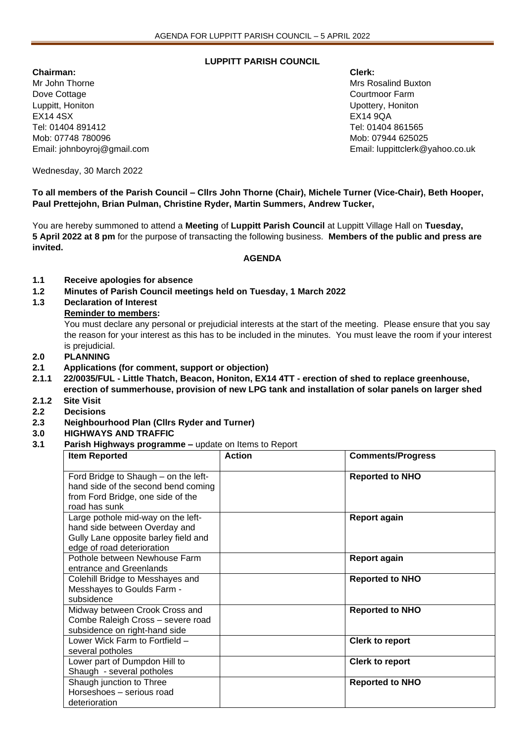## LUPPITT PARISH COUNCIL

**Chairman:**
Mr John Thorne
Dove Cottage
Luppitt, Honiton
EX14 4SX
Tel: 01404 891412
Mob: 07748 780096
Email: johnboyroj@gmail.com

**Clerk:**
Mrs Rosalind Buxton
Courtmoor Farm
Upottery, Honiton
EX14 9QA
Tel: 01404 861565
Mob: 07944 625025
Email: luppittclerk@yahoo.co.uk

Wednesday, 30 March 2022

**To all members of the Parish Council – Cllrs John Thorne (Chair), Michele Turner (Vice-Chair), Beth Hooper, Paul Prettejohn, Brian Pulman, Christine Ryder, Martin Summers, Andrew Tucker,**

You are hereby summoned to attend a **Meeting** of **Luppitt Parish Council** at Luppitt Village Hall on **Tuesday, 5 April 2022 at 8 pm** for the purpose of transacting the following business. **Members of the public and press are invited.**

### AGENDA

**1.1 Receive apologies for absence**

**1.2 Minutes of Parish Council meetings held on Tuesday, 1 March 2022**

**1.3 Declaration of Interest**

**Reminder to members:**

You must declare any personal or prejudicial interests at the start of the meeting. Please ensure that you say the reason for your interest as this has to be included in the minutes. You must leave the room if your interest is prejudicial.

**2.0 PLANNING**

**2.1 Applications (for comment, support or objection)**

**2.1.1 22/0035/FUL - Little Thatch, Beacon, Honiton, EX14 4TT - erection of shed to replace greenhouse, erection of summerhouse, provision of new LPG tank and installation of solar panels on larger shed**

**2.1.2 Site Visit**

**2.2 Decisions**

**2.3 Neighbourhood Plan (Cllrs Ryder and Turner)**

**3.0 HIGHWAYS AND TRAFFIC**

**3.1 Parish Highways programme –** update on Items to Report

| Item Reported | Action | Comments/Progress |
|---|---|---|
| Ford Bridge to Shaugh – on the left-hand side of the second bend coming from Ford Bridge, one side of the road has sunk | | **Reported to NHO** |
| Large pothole mid-way on the left-hand side between Overday and Gully Lane opposite barley field and edge of road deterioration | | **Report again** |
| Pothole between Newhouse Farm entrance and Greenlands | | **Report again** |
| Colehill Bridge to Messhayes and Messhayes to Goulds Farm - subsidence | | **Reported to NHO** |
| Midway between Crook Cross and Combe Raleigh Cross – severe road subsidence on right-hand side | | **Reported to NHO** |
| Lower Wick Farm to Fortfield – several potholes | | **Clerk to report** |
| Lower part of Dumpdon Hill to Shaugh - several potholes | | **Clerk to report** |
| Shaugh junction to Three Horseshoes – serious road deterioration | | **Reported to NHO** |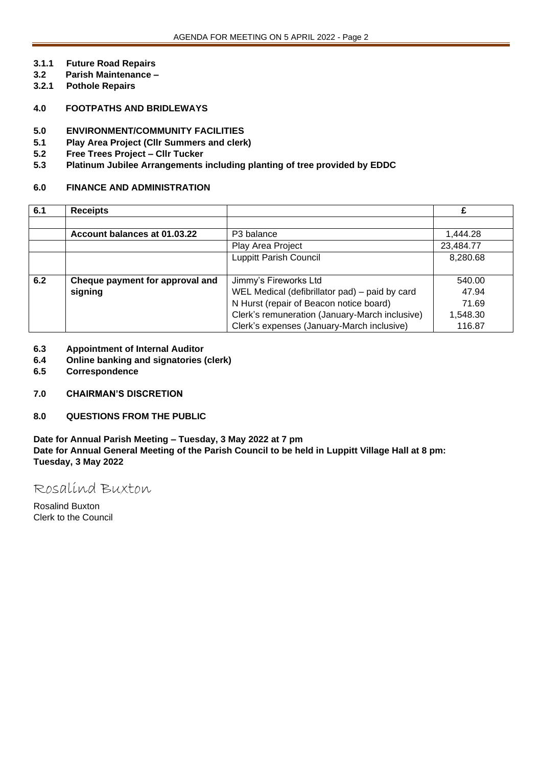**3.1.1 Future Road Repairs**

**3.2 Parish Maintenance –**

**3.2.1 Pothole Repairs**

**4.0 FOOTPATHS AND BRIDLEWAYS**

**5.0 ENVIRONMENT/COMMUNITY FACILITIES**

**5.1 Play Area Project (Cllr Summers and clerk)**

**5.2 Free Trees Project – Cllr Tucker**

**5.3 Platinum Jubilee Arrangements including planting of tree provided by EDDC**

**6.0 FINANCE AND ADMINISTRATION**

| **6.1** | **Receipts** | | **£** |
|---|---|---|---|
| | | | |
| | **Account balances at 01.03.22** | P3 balance | 1,444.28 |
| | | Play Area Project | 23,484.77 |
| | | Luppitt Parish Council | 8,280.68 |
| **6.2** | **Cheque payment for approval and signing** | Jimmy's Fireworks Ltd | 540.00 |
| | | WEL Medical (defibrillator pad) – paid by card | 47.94 |
| | | N Hurst (repair of Beacon notice board) | 71.69 |
| | | Clerk's remuneration (January-March inclusive) | 1,548.30 |
| | | Clerk's expenses (January-March inclusive) | 116.87 |

**6.3 Appointment of Internal Auditor**

**6.4 Online banking and signatories (clerk)**

**6.5 Correspondence**

**7.0 CHAIRMAN'S DISCRETION**

**8.0 QUESTIONS FROM THE PUBLIC**

**Date for Annual Parish Meeting – Tuesday, 3 May 2022 at 7 pm**
**Date for Annual General Meeting of the Parish Council to be held in Luppitt Village Hall at 8 pm: Tuesday, 3 May 2022**

Rosalind Buxton

Rosalind Buxton
Clerk to the Council